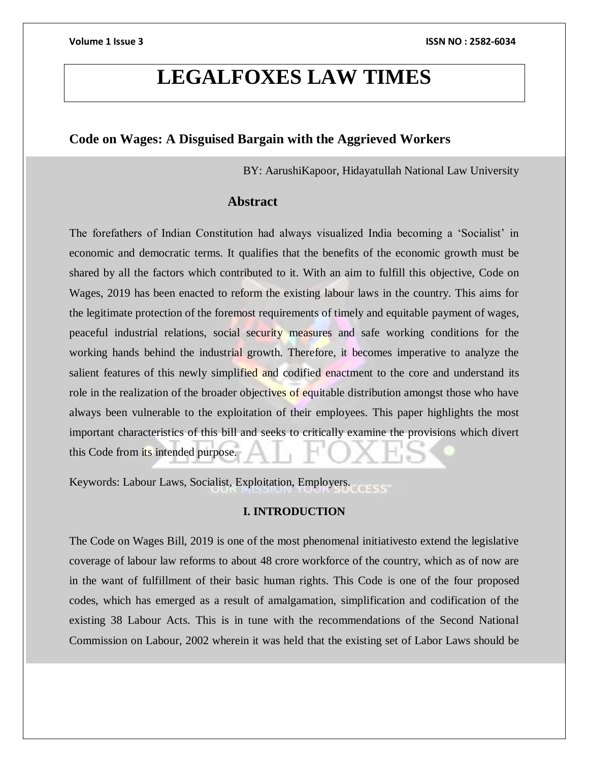# LEGALFOXES LAW TIMES

## Code on Wages: A Disguised Bargain with the Aggrieved Workers

BY: AarushiKapoor, Hidayatullah National Law University

### Abstract

The forefathers of Indian Constitution had always visualized India becoming a 'Socialist' in economic and democratic terms. It qualifies that the benefits of the economic growth must be shared by all the factors which contributed to it. With an aim to fulfill this objective, Code on Wages, 2019 has been enacted to reform the existing labour laws in the country. This aims for the legitimate protection of the foremost requirements of timely and equitable payment of wages, peaceful industrial relations, social security measures and safe working conditions for the working hands behind the industrial growth. Therefore, it becomes imperative to analyze the salient features of this newly simplified and codified enactment to the core and understand its role in the realization of the broader objectives of equitable distribution amongst those who have always been vulnerable to the exploitation of their employees. This paper highlights the most important characteristics of this bill and seeks to critically examine the provisions which divert this Code from its intended purpose.

Keywords: Labour Laws, Socialist, Exploitation, Employers.

### I. INTRODUCTION

The Code on Wages Bill, 2019 is one of the most phenomenal initiativesto extend the legislative coverage of labour law reforms to about 48 crore workforce of the country, which as of now are in the want of fulfillment of their basic human rights. This Code is one of the four proposed codes, which has emerged as a result of amalgamation, simplification and codification of the existing 38 Labour Acts. This is in tune with the recommendations of the Second National Commission on Labour, 2002 wherein it was held that the existing set of Labor Laws should be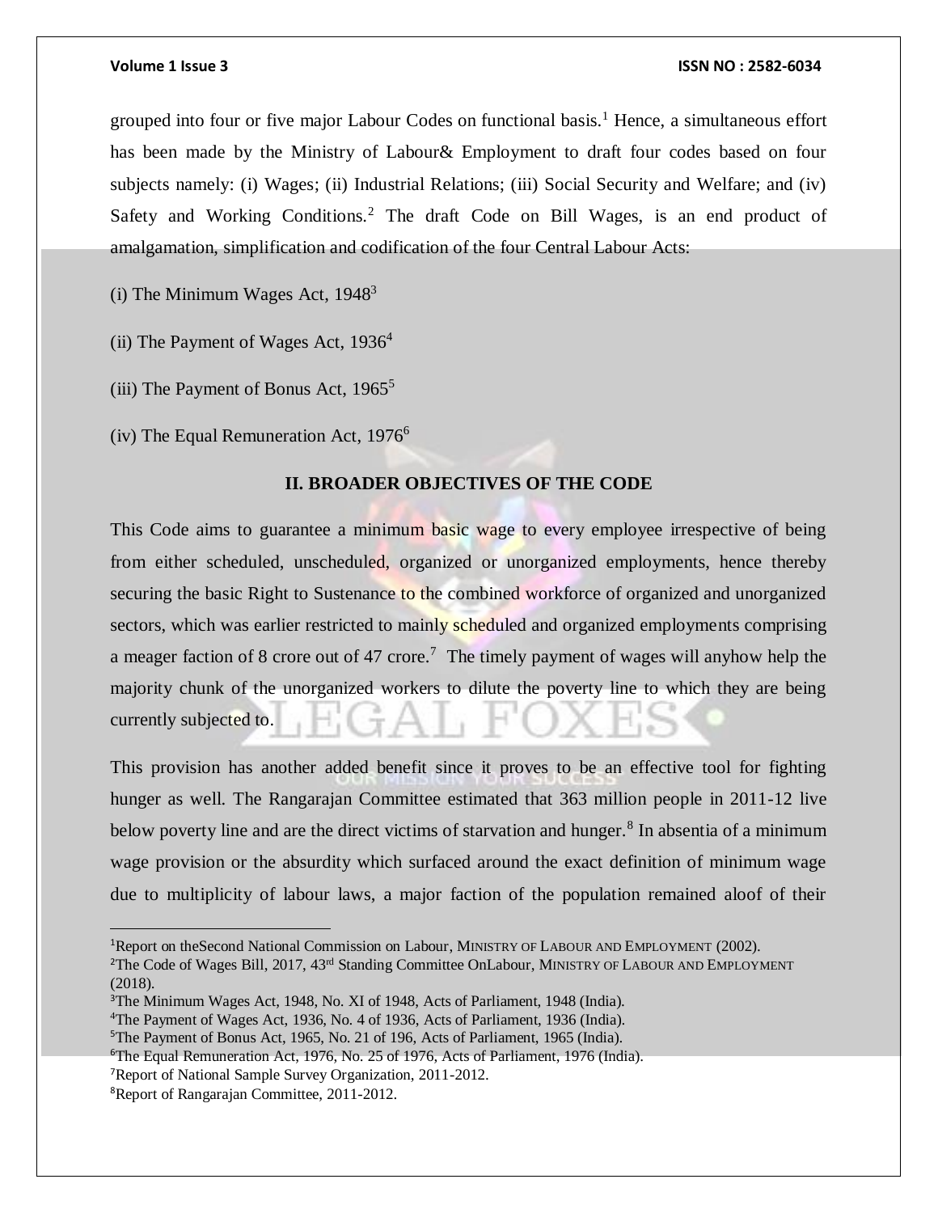grouped into four or five major Labour Codes on functional basis.[1] Hence, a simultaneous effort has been made by the Ministry of Labour& Employment to draft four codes based on four subjects namely: (i) Wages; (ii) Industrial Relations; (iii) Social Security and Welfare; and (iv) Safety and Working Conditions.[2] The draft Code on Bill Wages, is an end product of amalgamation, simplification and codification of the four Central Labour Acts:

(i) The Minimum Wages Act, 1948[3]

(ii) The Payment of Wages Act, 1936[4]

(iii) The Payment of Bonus Act, 1965[5]

(iv) The Equal Remuneration Act, 1976[6]

## II. BROADER OBJECTIVES OF THE CODE

This Code aims to guarantee a minimum basic wage to every employee irrespective of being from either scheduled, unscheduled, organized or unorganized employments, hence thereby securing the basic Right to Sustenance to the combined workforce of organized and unorganized sectors, which was earlier restricted to mainly scheduled and organized employments comprising a meager faction of 8 crore out of 47 crore.[7] The timely payment of wages will anyhow help the majority chunk of the unorganized workers to dilute the poverty line to which they are being currently subjected to.

This provision has another added benefit since it proves to be an effective tool for fighting hunger as well. The Rangarajan Committee estimated that 363 million people in 2011-12 live below poverty line and are the direct victims of starvation and hunger.[8] In absentia of a minimum wage provision or the absurdity which surfaced around the exact definition of minimum wage due to multiplicity of labour laws, a major faction of the population remained aloof of their

---

[1]Report on theSecond National Commission on Labour, MINISTRY OF LABOUR AND EMPLOYMENT (2002).

[2]The Code of Wages Bill, 2017, 43rd Standing Committee OnLabour, MINISTRY OF LABOUR AND EMPLOYMENT (2018).

[3]The Minimum Wages Act, 1948, No. XI of 1948, Acts of Parliament, 1948 (India).

[4]The Payment of Wages Act, 1936, No. 4 of 1936, Acts of Parliament, 1936 (India).

[5]The Payment of Bonus Act, 1965, No. 21 of 196, Acts of Parliament, 1965 (India).

[6]The Equal Remuneration Act, 1976, No. 25 of 1976, Acts of Parliament, 1976 (India).

[7]Report of National Sample Survey Organization, 2011-2012.

[8]Report of Rangarajan Committee, 2011-2012.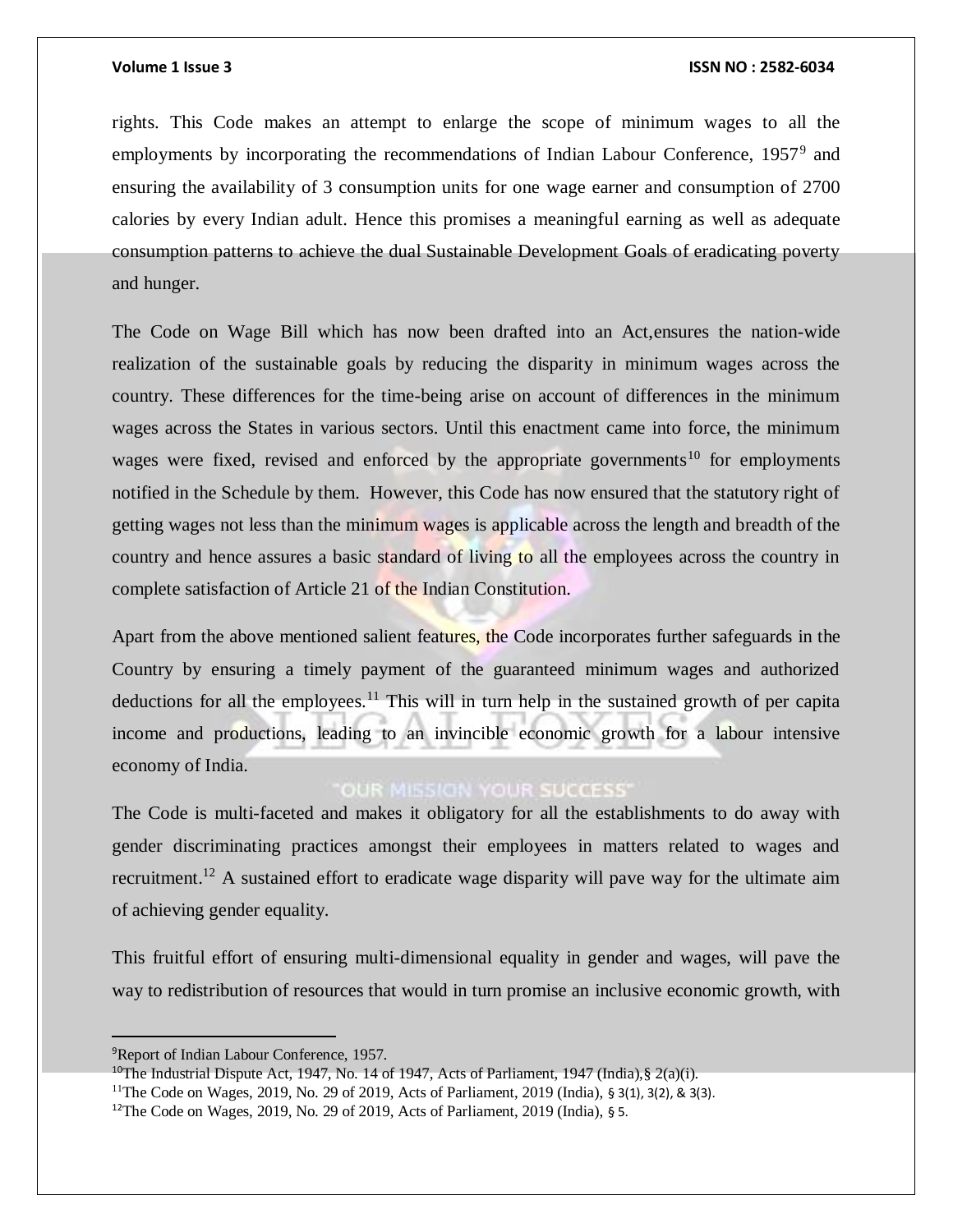rights. This Code makes an attempt to enlarge the scope of minimum wages to all the employments by incorporating the recommendations of Indian Labour Conference, 1957[9] and ensuring the availability of 3 consumption units for one wage earner and consumption of 2700 calories by every Indian adult. Hence this promises a meaningful earning as well as adequate consumption patterns to achieve the dual Sustainable Development Goals of eradicating poverty and hunger.

The Code on Wage Bill which has now been drafted into an Act,ensures the nation-wide realization of the sustainable goals by reducing the disparity in minimum wages across the country. These differences for the time-being arise on account of differences in the minimum wages across the States in various sectors. Until this enactment came into force, the minimum wages were fixed, revised and enforced by the appropriate governments[10] for employments notified in the Schedule by them. However, this Code has now ensured that the statutory right of getting wages not less than the minimum wages is applicable across the length and breadth of the country and hence assures a basic standard of living to all the employees across the country in complete satisfaction of Article 21 of the Indian Constitution.

Apart from the above mentioned salient features, the Code incorporates further safeguards in the Country by ensuring a timely payment of the guaranteed minimum wages and authorized deductions for all the employees.[11] This will in turn help in the sustained growth of per capita income and productions, leading to an invincible economic growth for a labour intensive economy of India.

The Code is multi-faceted and makes it obligatory for all the establishments to do away with gender discriminating practices amongst their employees in matters related to wages and recruitment.[12] A sustained effort to eradicate wage disparity will pave way for the ultimate aim of achieving gender equality.

This fruitful effort of ensuring multi-dimensional equality in gender and wages, will pave the way to redistribution of resources that would in turn promise an inclusive economic growth, with

---

[9]Report of Indian Labour Conference, 1957.

[10]The Industrial Dispute Act, 1947, No. 14 of 1947, Acts of Parliament, 1947 (India),§ 2(a)(i).

[11]The Code on Wages, 2019, No. 29 of 2019, Acts of Parliament, 2019 (India), § 3(1), 3(2), & 3(3).

[12]The Code on Wages, 2019, No. 29 of 2019, Acts of Parliament, 2019 (India), § 5.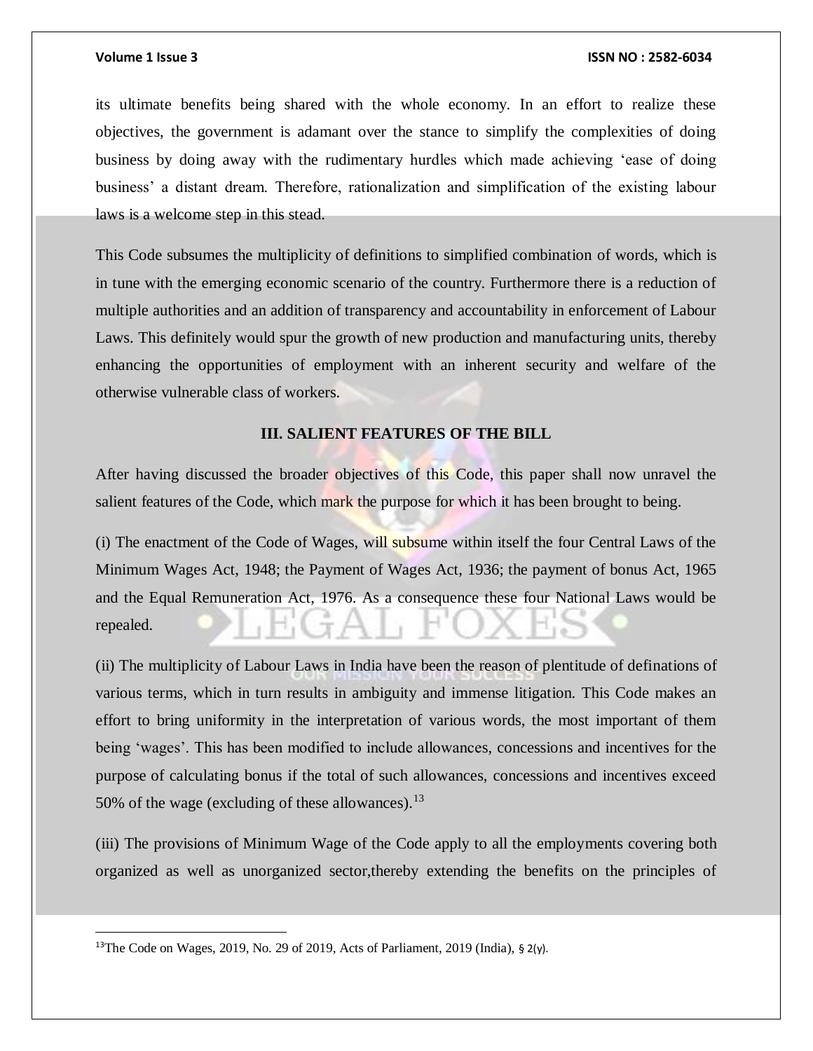its ultimate benefits being shared with the whole economy. In an effort to realize these objectives, the government is adamant over the stance to simplify the complexities of doing business by doing away with the rudimentary hurdles which made achieving 'ease of doing business' a distant dream. Therefore, rationalization and simplification of the existing labour laws is a welcome step in this stead.

This Code subsumes the multiplicity of definitions to simplified combination of words, which is in tune with the emerging economic scenario of the country. Furthermore there is a reduction of multiple authorities and an addition of transparency and accountability in enforcement of Labour Laws. This definitely would spur the growth of new production and manufacturing units, thereby enhancing the opportunities of employment with an inherent security and welfare of the otherwise vulnerable class of workers.

## III. SALIENT FEATURES OF THE BILL

After having discussed the broader objectives of this Code, this paper shall now unravel the salient features of the Code, which mark the purpose for which it has been brought to being.

(i) The enactment of the Code of Wages, will subsume within itself the four Central Laws of the Minimum Wages Act, 1948; the Payment of Wages Act, 1936; the payment of bonus Act, 1965 and the Equal Remuneration Act, 1976. As a consequence these four National Laws would be repealed.

(ii) The multiplicity of Labour Laws in India have been the reason of plentitude of definations of various terms, which in turn results in ambiguity and immense litigation. This Code makes an effort to bring uniformity in the interpretation of various words, the most important of them being 'wages'. This has been modified to include allowances, concessions and incentives for the purpose of calculating bonus if the total of such allowances, concessions and incentives exceed 50% of the wage (excluding of these allowances).[13]

(iii) The provisions of Minimum Wage of the Code apply to all the employments covering both organized as well as unorganized sector,thereby extending the benefits on the principles of

---

[13]The Code on Wages, 2019, No. 29 of 2019, Acts of Parliament, 2019 (India), § 2(y).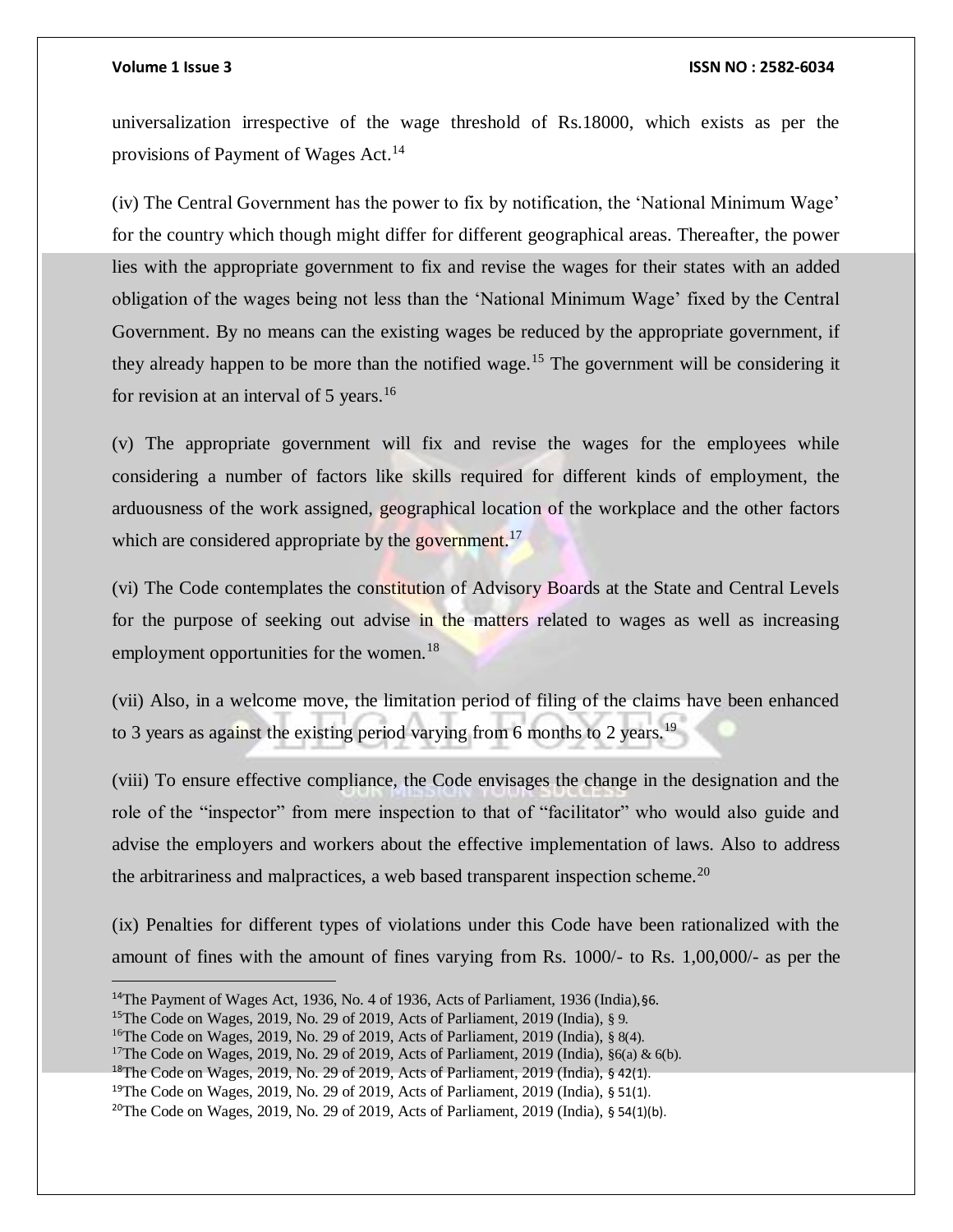universalization irrespective of the wage threshold of Rs.18000, which exists as per the provisions of Payment of Wages Act.[14]

(iv) The Central Government has the power to fix by notification, the 'National Minimum Wage' for the country which though might differ for different geographical areas. Thereafter, the power lies with the appropriate government to fix and revise the wages for their states with an added obligation of the wages being not less than the 'National Minimum Wage' fixed by the Central Government. By no means can the existing wages be reduced by the appropriate government, if they already happen to be more than the notified wage.[15] The government will be considering it for revision at an interval of 5 years.[16]

(v) The appropriate government will fix and revise the wages for the employees while considering a number of factors like skills required for different kinds of employment, the arduousness of the work assigned, geographical location of the workplace and the other factors which are considered appropriate by the government.[17]

(vi) The Code contemplates the constitution of Advisory Boards at the State and Central Levels for the purpose of seeking out advise in the matters related to wages as well as increasing employment opportunities for the women.[18]

(vii) Also, in a welcome move, the limitation period of filing of the claims have been enhanced to 3 years as against the existing period varying from 6 months to 2 years.[19]

(viii) To ensure effective compliance, the Code envisages the change in the designation and the role of the "inspector" from mere inspection to that of "facilitator" who would also guide and advise the employers and workers about the effective implementation of laws. Also to address the arbitrariness and malpractices, a web based transparent inspection scheme.[20]

(ix) Penalties for different types of violations under this Code have been rationalized with the amount of fines with the amount of fines varying from Rs. 1000/- to Rs. 1,00,000/- as per the

---

[14] The Payment of Wages Act, 1936, No. 4 of 1936, Acts of Parliament, 1936 (India), §6.

[15] The Code on Wages, 2019, No. 29 of 2019, Acts of Parliament, 2019 (India), § 9.

[16] The Code on Wages, 2019, No. 29 of 2019, Acts of Parliament, 2019 (India), § 8(4).

[17] The Code on Wages, 2019, No. 29 of 2019, Acts of Parliament, 2019 (India), §6(a) & 6(b).

[18] The Code on Wages, 2019, No. 29 of 2019, Acts of Parliament, 2019 (India), § 42(1).

[19] The Code on Wages, 2019, No. 29 of 2019, Acts of Parliament, 2019 (India), § 51(1).

[20] The Code on Wages, 2019, No. 29 of 2019, Acts of Parliament, 2019 (India), § 54(1)(b).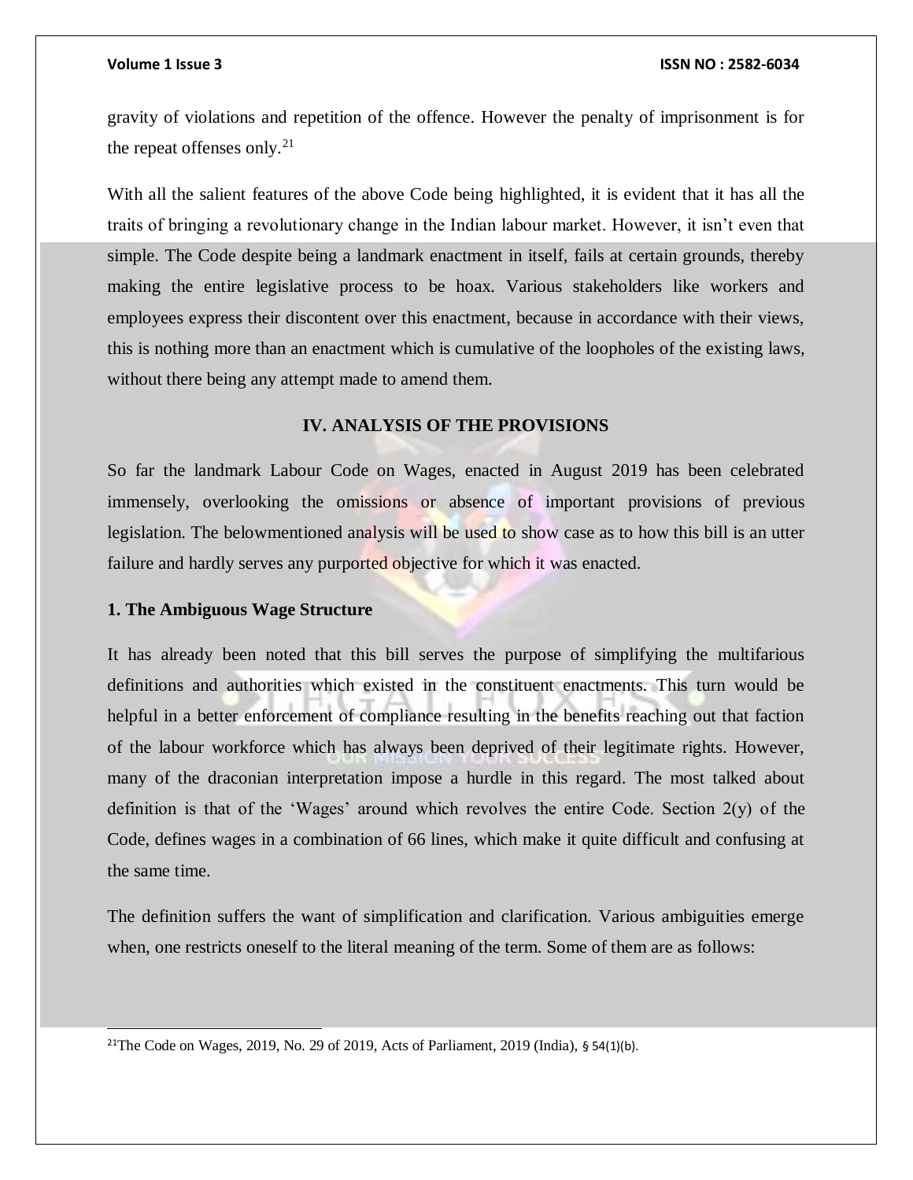gravity of violations and repetition of the offence. However the penalty of imprisonment is for the repeat offenses only.[21]

With all the salient features of the above Code being highlighted, it is evident that it has all the traits of bringing a revolutionary change in the Indian labour market. However, it isn't even that simple. The Code despite being a landmark enactment in itself, fails at certain grounds, thereby making the entire legislative process to be hoax. Various stakeholders like workers and employees express their discontent over this enactment, because in accordance with their views, this is nothing more than an enactment which is cumulative of the loopholes of the existing laws, without there being any attempt made to amend them.

## IV. ANALYSIS OF THE PROVISIONS

So far the landmark Labour Code on Wages, enacted in August 2019 has been celebrated immensely, overlooking the omissions or absence of important provisions of previous legislation. The belowmentioned analysis will be used to show case as to how this bill is an utter failure and hardly serves any purported objective for which it was enacted.

### 1. The Ambiguous Wage Structure

It has already been noted that this bill serves the purpose of simplifying the multifarious definitions and authorities which existed in the constituent enactments. This turn would be helpful in a better enforcement of compliance resulting in the benefits reaching out that faction of the labour workforce which has always been deprived of their legitimate rights. However, many of the draconian interpretation impose a hurdle in this regard. The most talked about definition is that of the 'Wages' around which revolves the entire Code. Section 2(y) of the Code, defines wages in a combination of 66 lines, which make it quite difficult and confusing at the same time.

The definition suffers the want of simplification and clarification. Various ambiguities emerge when, one restricts oneself to the literal meaning of the term. Some of them are as follows:

---

[21] The Code on Wages, 2019, No. 29 of 2019, Acts of Parliament, 2019 (India), § 54(1)(b).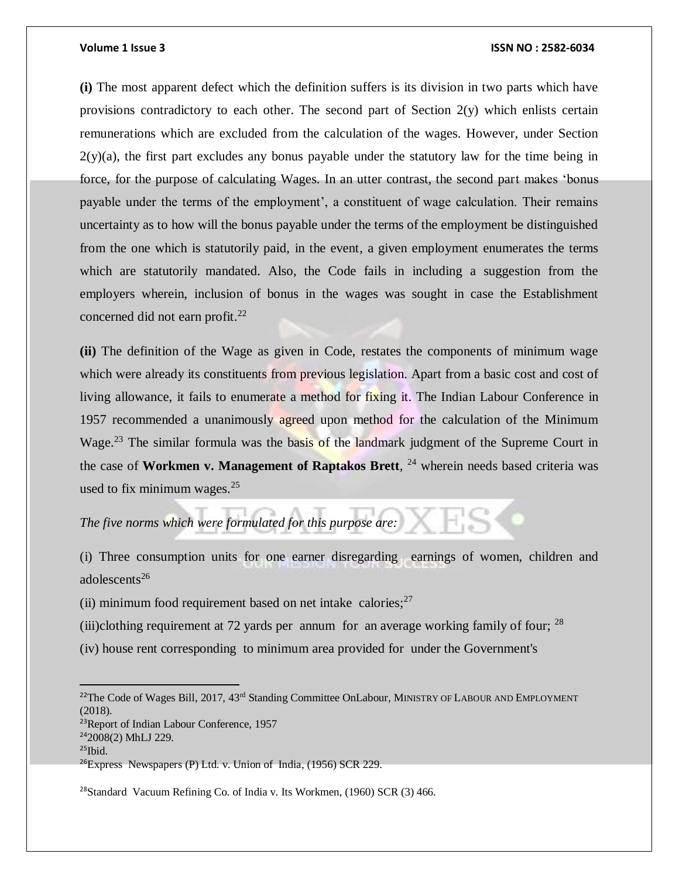**(i)** The most apparent defect which the definition suffers is its division in two parts which have provisions contradictory to each other. The second part of Section 2(y) which enlists certain remunerations which are excluded from the calculation of the wages. However, under Section 2(y)(a), the first part excludes any bonus payable under the statutory law for the time being in force, for the purpose of calculating Wages. In an utter contrast, the second part makes 'bonus payable under the terms of the employment', a constituent of wage calculation. Their remains uncertainty as to how will the bonus payable under the terms of the employment be distinguished from the one which is statutorily paid, in the event, a given employment enumerates the terms which are statutorily mandated. Also, the Code fails in including a suggestion from the employers wherein, inclusion of bonus in the wages was sought in case the Establishment concerned did not earn profit.[22]

**(ii)** The definition of the Wage as given in Code, restates the components of minimum wage which were already its constituents from previous legislation. Apart from a basic cost and cost of living allowance, it fails to enumerate a method for fixing it. The Indian Labour Conference in 1957 recommended a unanimously agreed upon method for the calculation of the Minimum Wage.[23] The similar formula was the basis of the landmark judgment of the Supreme Court in the case of **Workmen v. Management of Raptakos Brett**, [24] wherein needs based criteria was used to fix minimum wages.[25]

*The five norms which were formulated for this purpose are:*

(i) Three consumption units for one earner disregarding earnings of women, children and adolescents[26]

(ii) minimum food requirement based on net intake calories;[27]

(iii)clothing requirement at 72 yards per annum for an average working family of four; [28]

(iv) house rent corresponding to minimum area provided for under the Government's

---

[22]The Code of Wages Bill, 2017, 43rd Standing Committee OnLabour, MINISTRY OF LABOUR AND EMPLOYMENT (2018).

[23]Report of Indian Labour Conference, 1957

[24]2008(2) MhLJ 229.

[25]Ibid.

[26]Express Newspapers (P) Ltd. v. Union of India, (1956) SCR 229.

[28]Standard Vacuum Refining Co. of India v. Its Workmen, (1960) SCR (3) 466.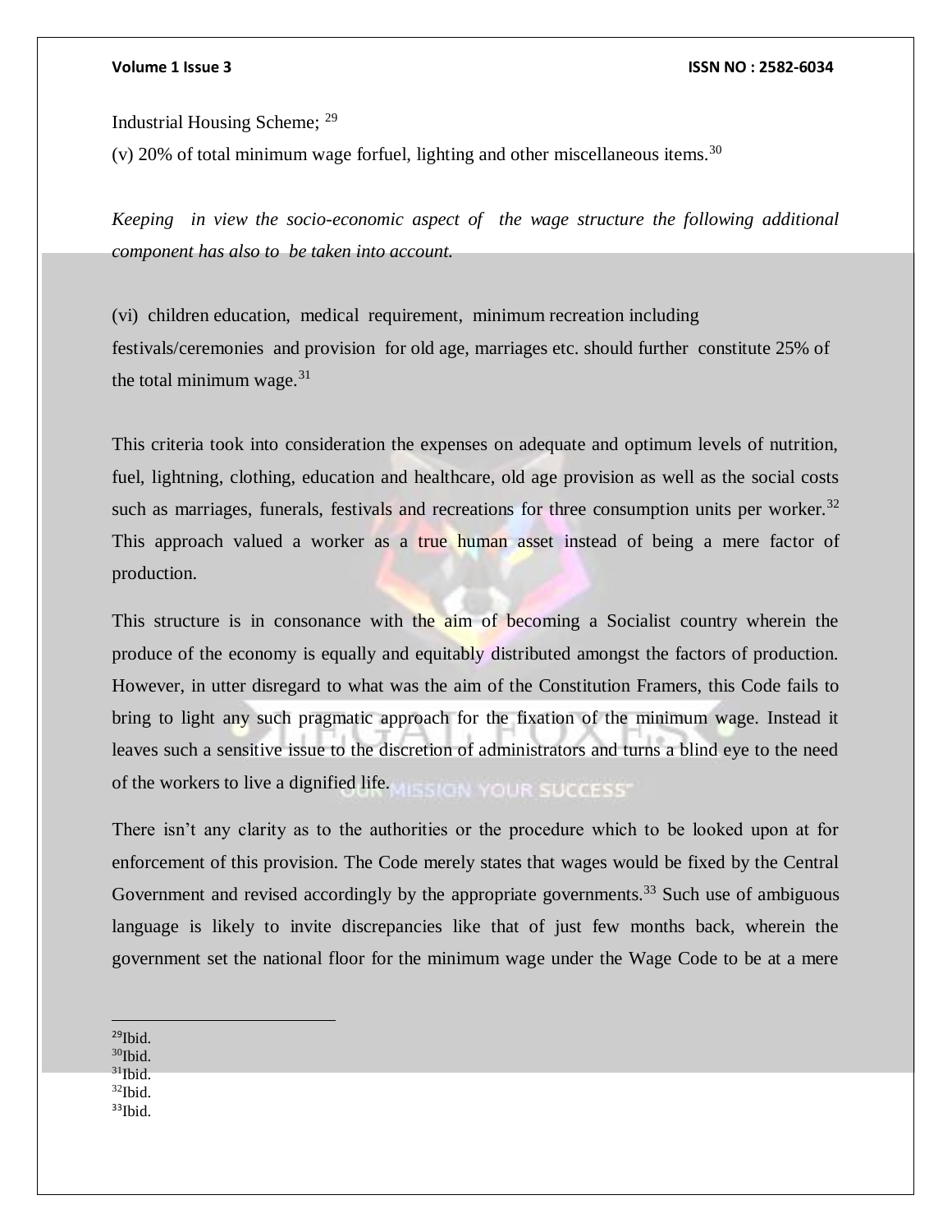Industrial Housing Scheme; [29]

(v) 20% of total minimum wage forfuel, lighting and other miscellaneous items.[30]

*Keeping in view the socio-economic aspect of the wage structure the following additional component has also to be taken into account.*

(vi) children education, medical requirement, minimum recreation including festivals/ceremonies and provision for old age, marriages etc. should further constitute 25% of the total minimum wage.[31]

This criteria took into consideration the expenses on adequate and optimum levels of nutrition, fuel, lightning, clothing, education and healthcare, old age provision as well as the social costs such as marriages, funerals, festivals and recreations for three consumption units per worker.[32] This approach valued a worker as a true human asset instead of being a mere factor of production.

This structure is in consonance with the aim of becoming a Socialist country wherein the produce of the economy is equally and equitably distributed amongst the factors of production. However, in utter disregard to what was the aim of the Constitution Framers, this Code fails to bring to light any such pragmatic approach for the fixation of the minimum wage. Instead it leaves such a sensitive issue to the discretion of administrators and turns a blind eye to the need of the workers to live a dignified life.

There isn't any clarity as to the authorities or the procedure which to be looked upon at for enforcement of this provision. The Code merely states that wages would be fixed by the Central Government and revised accordingly by the appropriate governments.[33] Such use of ambiguous language is likely to invite discrepancies like that of just few months back, wherein the government set the national floor for the minimum wage under the Wage Code to be at a mere

---

[29] Ibid.
[30] Ibid.
[31] Ibid.
[32] Ibid.
[33] Ibid.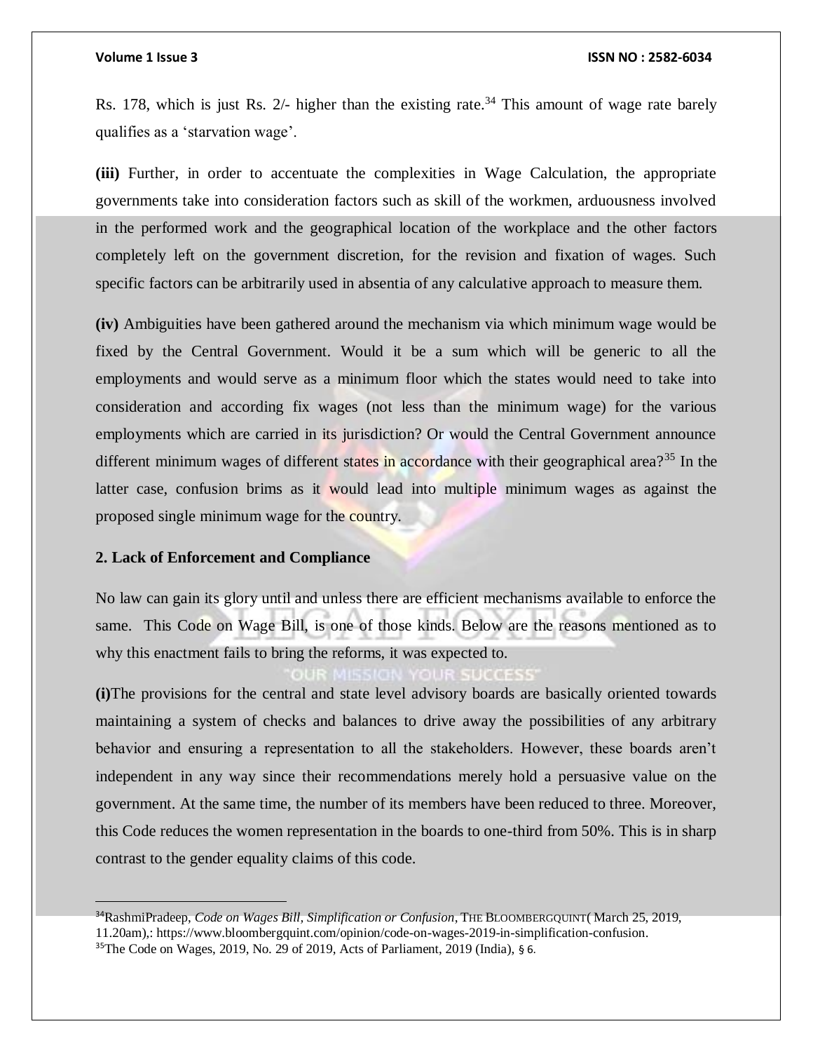Rs. 178, which is just Rs. 2/- higher than the existing rate.[34] This amount of wage rate barely qualifies as a 'starvation wage'.

**(iii)** Further, in order to accentuate the complexities in Wage Calculation, the appropriate governments take into consideration factors such as skill of the workmen, arduousness involved in the performed work and the geographical location of the workplace and the other factors completely left on the government discretion, for the revision and fixation of wages. Such specific factors can be arbitrarily used in absentia of any calculative approach to measure them.

**(iv)** Ambiguities have been gathered around the mechanism via which minimum wage would be fixed by the Central Government. Would it be a sum which will be generic to all the employments and would serve as a minimum floor which the states would need to take into consideration and according fix wages (not less than the minimum wage) for the various employments which are carried in its jurisdiction? Or would the Central Government announce different minimum wages of different states in accordance with their geographical area?[35] In the latter case, confusion brims as it would lead into multiple minimum wages as against the proposed single minimum wage for the country.

**2. Lack of Enforcement and Compliance**

No law can gain its glory until and unless there are efficient mechanisms available to enforce the same. This Code on Wage Bill, is one of those kinds. Below are the reasons mentioned as to why this enactment fails to bring the reforms, it was expected to.

**(i)**The provisions for the central and state level advisory boards are basically oriented towards maintaining a system of checks and balances to drive away the possibilities of any arbitrary behavior and ensuring a representation to all the stakeholders. However, these boards aren't independent in any way since their recommendations merely hold a persuasive value on the government. At the same time, the number of its members have been reduced to three. Moreover, this Code reduces the women representation in the boards to one-third from 50%. This is in sharp contrast to the gender equality claims of this code.

---

[34]RashmiPradeep, *Code on Wages Bill, Simplification or Confusion*, THE BLOOMBERGQUINT( March 25, 2019, 11.20am),: https://www.bloombergquint.com/opinion/code-on-wages-2019-in-simplification-confusion.

[35]The Code on Wages, 2019, No. 29 of 2019, Acts of Parliament, 2019 (India), § 6.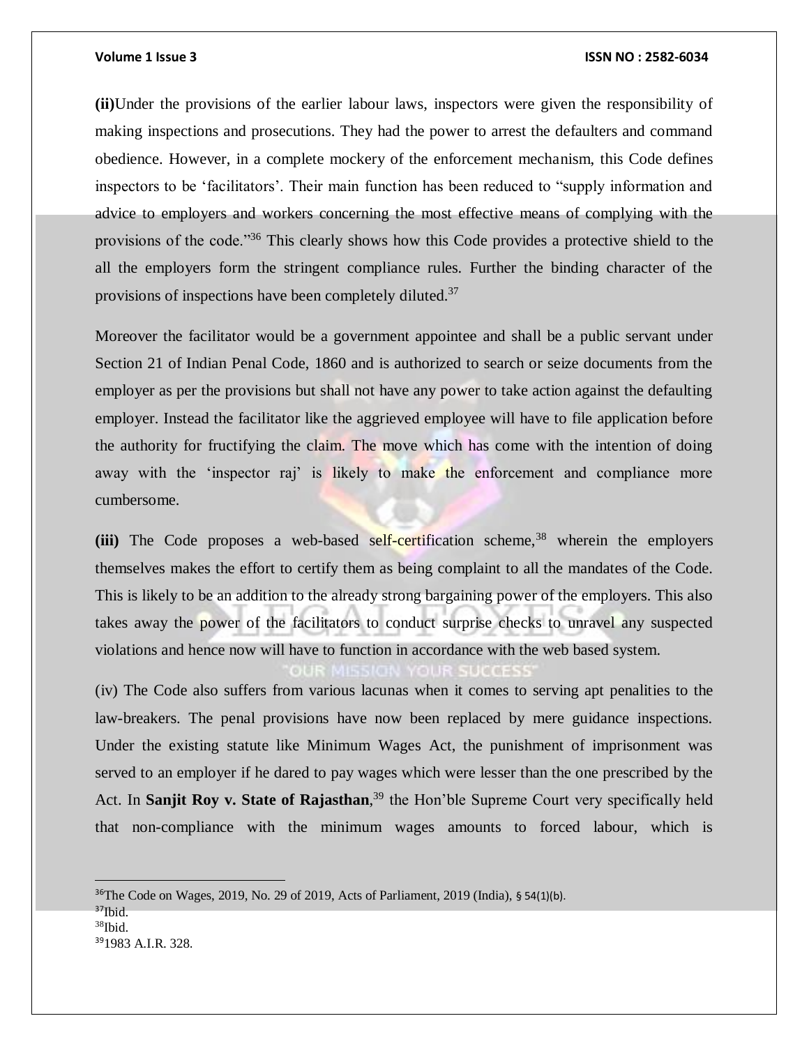**(ii)**Under the provisions of the earlier labour laws, inspectors were given the responsibility of making inspections and prosecutions. They had the power to arrest the defaulters and command obedience. However, in a complete mockery of the enforcement mechanism, this Code defines inspectors to be 'facilitators'. Their main function has been reduced to "supply information and advice to employers and workers concerning the most effective means of complying with the provisions of the code."[36] This clearly shows how this Code provides a protective shield to the all the employers form the stringent compliance rules. Further the binding character of the provisions of inspections have been completely diluted.[37]

Moreover the facilitator would be a government appointee and shall be a public servant under Section 21 of Indian Penal Code, 1860 and is authorized to search or seize documents from the employer as per the provisions but shall not have any power to take action against the defaulting employer. Instead the facilitator like the aggrieved employee will have to file application before the authority for fructifying the claim. The move which has come with the intention of doing away with the 'inspector raj' is likely to make the enforcement and compliance more cumbersome.

**(iii)** The Code proposes a web-based self-certification scheme,[38] wherein the employers themselves makes the effort to certify them as being complaint to all the mandates of the Code. This is likely to be an addition to the already strong bargaining power of the employers. This also takes away the power of the facilitators to conduct surprise checks to unravel any suspected violations and hence now will have to function in accordance with the web based system.

(iv) The Code also suffers from various lacunas when it comes to serving apt penalities to the law-breakers. The penal provisions have now been replaced by mere guidance inspections. Under the existing statute like Minimum Wages Act, the punishment of imprisonment was served to an employer if he dared to pay wages which were lesser than the one prescribed by the Act. In **Sanjit Roy v. State of Rajasthan**,[39] the Hon'ble Supreme Court very specifically held that non-compliance with the minimum wages amounts to forced labour, which is

---

[36]The Code on Wages, 2019, No. 29 of 2019, Acts of Parliament, 2019 (India), § 54(1)(b).

[37]Ibid.

[38]Ibid.

[39]1983 A.I.R. 328.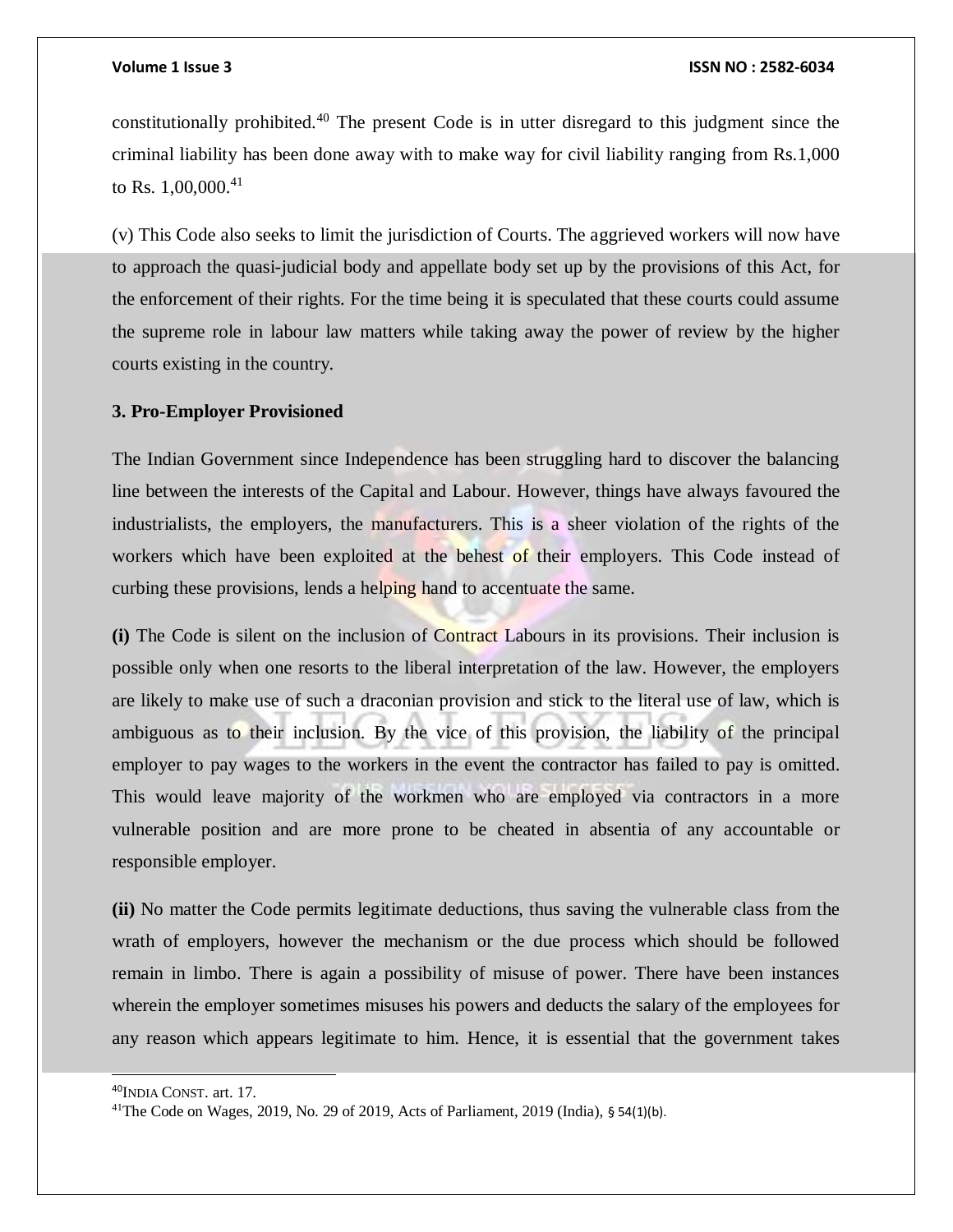constitutionally prohibited.[40] The present Code is in utter disregard to this judgment since the criminal liability has been done away with to make way for civil liability ranging from Rs.1,000 to Rs. 1,00,000.[41]

(v) This Code also seeks to limit the jurisdiction of Courts. The aggrieved workers will now have to approach the quasi-judicial body and appellate body set up by the provisions of this Act, for the enforcement of their rights. For the time being it is speculated that these courts could assume the supreme role in labour law matters while taking away the power of review by the higher courts existing in the country.

**3. Pro-Employer Provisioned**

The Indian Government since Independence has been struggling hard to discover the balancing line between the interests of the Capital and Labour. However, things have always favoured the industrialists, the employers, the manufacturers. This is a sheer violation of the rights of the workers which have been exploited at the behest of their employers. This Code instead of curbing these provisions, lends a helping hand to accentuate the same.

**(i)** The Code is silent on the inclusion of Contract Labours in its provisions. Their inclusion is possible only when one resorts to the liberal interpretation of the law. However, the employers are likely to make use of such a draconian provision and stick to the literal use of law, which is ambiguous as to their inclusion. By the vice of this provision, the liability of the principal employer to pay wages to the workers in the event the contractor has failed to pay is omitted. This would leave majority of the workmen who are employed via contractors in a more vulnerable position and are more prone to be cheated in absentia of any accountable or responsible employer.

**(ii)** No matter the Code permits legitimate deductions, thus saving the vulnerable class from the wrath of employers, however the mechanism or the due process which should be followed remain in limbo. There is again a possibility of misuse of power. There have been instances wherein the employer sometimes misuses his powers and deducts the salary of the employees for any reason which appears legitimate to him. Hence, it is essential that the government takes

---

[40] INDIA CONST. art. 17.

[41] The Code on Wages, 2019, No. 29 of 2019, Acts of Parliament, 2019 (India), § 54(1)(b).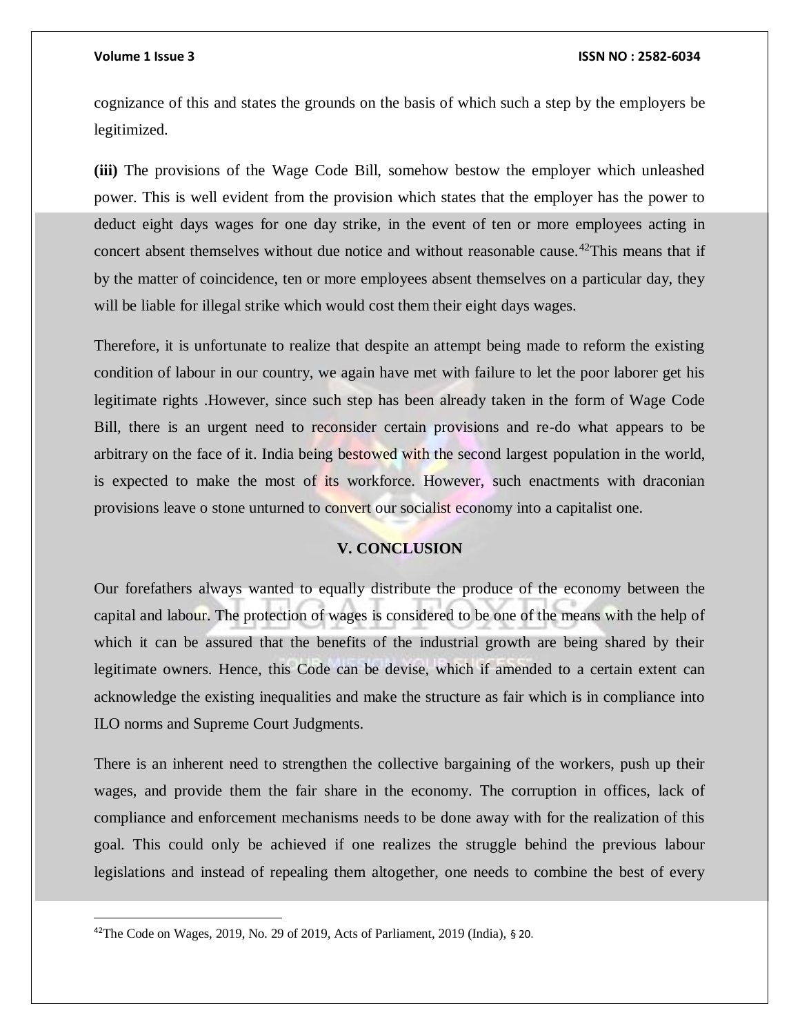cognizance of this and states the grounds on the basis of which such a step by the employers be legitimized.

**(iii)** The provisions of the Wage Code Bill, somehow bestow the employer which unleashed power. This is well evident from the provision which states that the employer has the power to deduct eight days wages for one day strike, in the event of ten or more employees acting in concert absent themselves without due notice and without reasonable cause.[42]This means that if by the matter of coincidence, ten or more employees absent themselves on a particular day, they will be liable for illegal strike which would cost them their eight days wages.

Therefore, it is unfortunate to realize that despite an attempt being made to reform the existing condition of labour in our country, we again have met with failure to let the poor laborer get his legitimate rights .However, since such step has been already taken in the form of Wage Code Bill, there is an urgent need to reconsider certain provisions and re-do what appears to be arbitrary on the face of it. India being bestowed with the second largest population in the world, is expected to make the most of its workforce. However, such enactments with draconian provisions leave o stone unturned to convert our socialist economy into a capitalist one.

## V. CONCLUSION

Our forefathers always wanted to equally distribute the produce of the economy between the capital and labour. The protection of wages is considered to be one of the means with the help of which it can be assured that the benefits of the industrial growth are being shared by their legitimate owners. Hence, this Code can be devise, which if amended to a certain extent can acknowledge the existing inequalities and make the structure as fair which is in compliance into ILO norms and Supreme Court Judgments.

There is an inherent need to strengthen the collective bargaining of the workers, push up their wages, and provide them the fair share in the economy. The corruption in offices, lack of compliance and enforcement mechanisms needs to be done away with for the realization of this goal. This could only be achieved if one realizes the struggle behind the previous labour legislations and instead of repealing them altogether, one needs to combine the best of every

---

[42]The Code on Wages, 2019, No. 29 of 2019, Acts of Parliament, 2019 (India), § 20.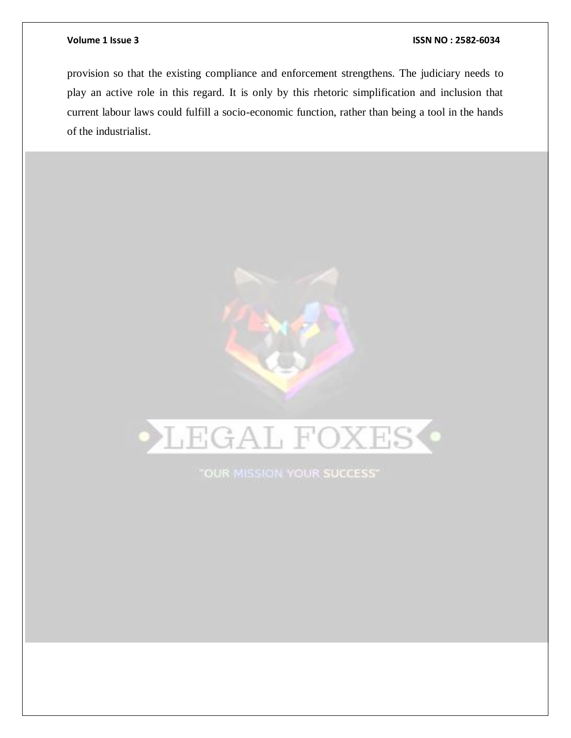provision so that the existing compliance and enforcement strengthens. The judiciary needs to play an active role in this regard. It is only by this rhetoric simplification and inclusion that current labour laws could fulfill a socio-economic function, rather than being a tool in the hands of the industrialist.